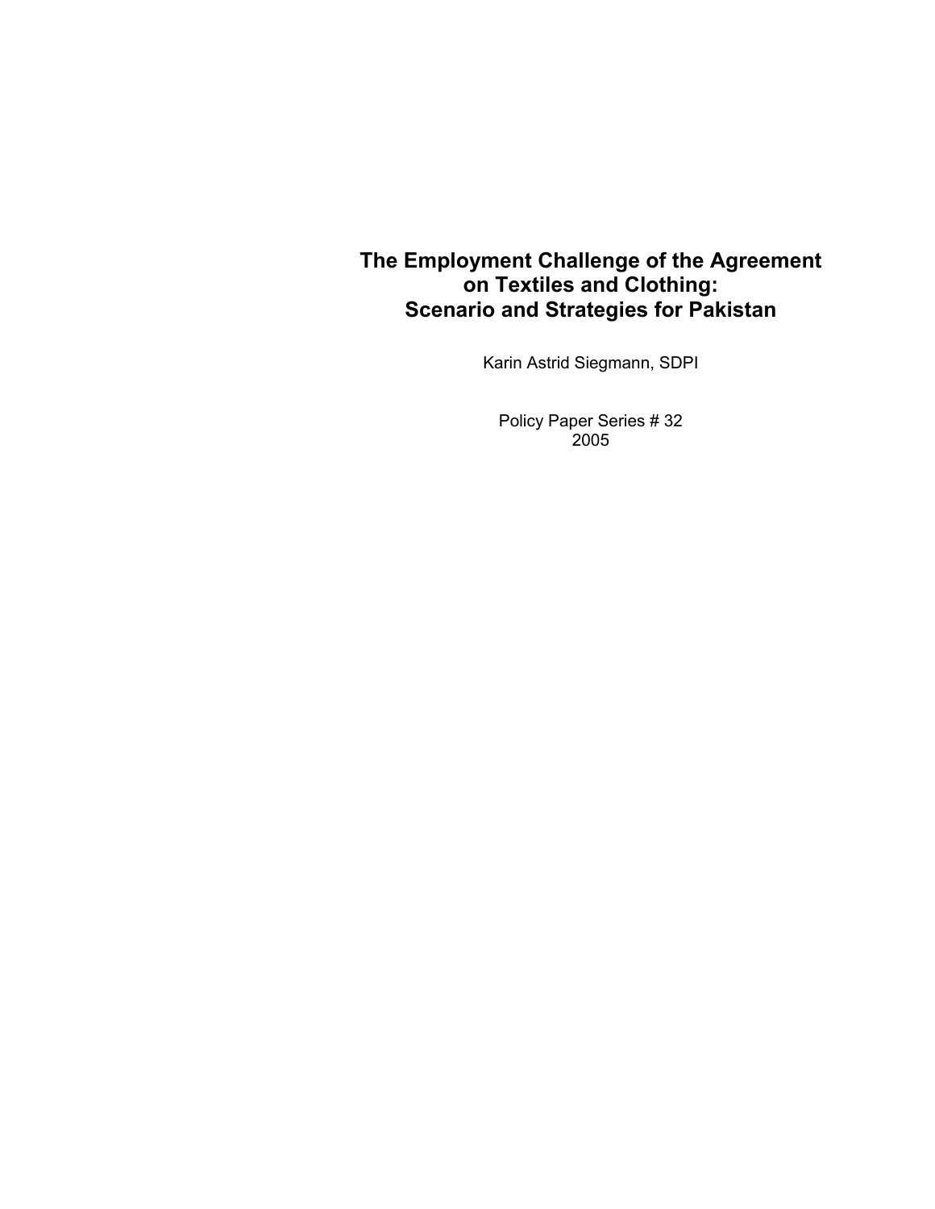# The Employment Challenge of the Agreement on Textiles and Clothing: Scenario and Strategies for Pakistan

Karin Astrid Siegmann, SDPI

Policy Paper Series # 32
2005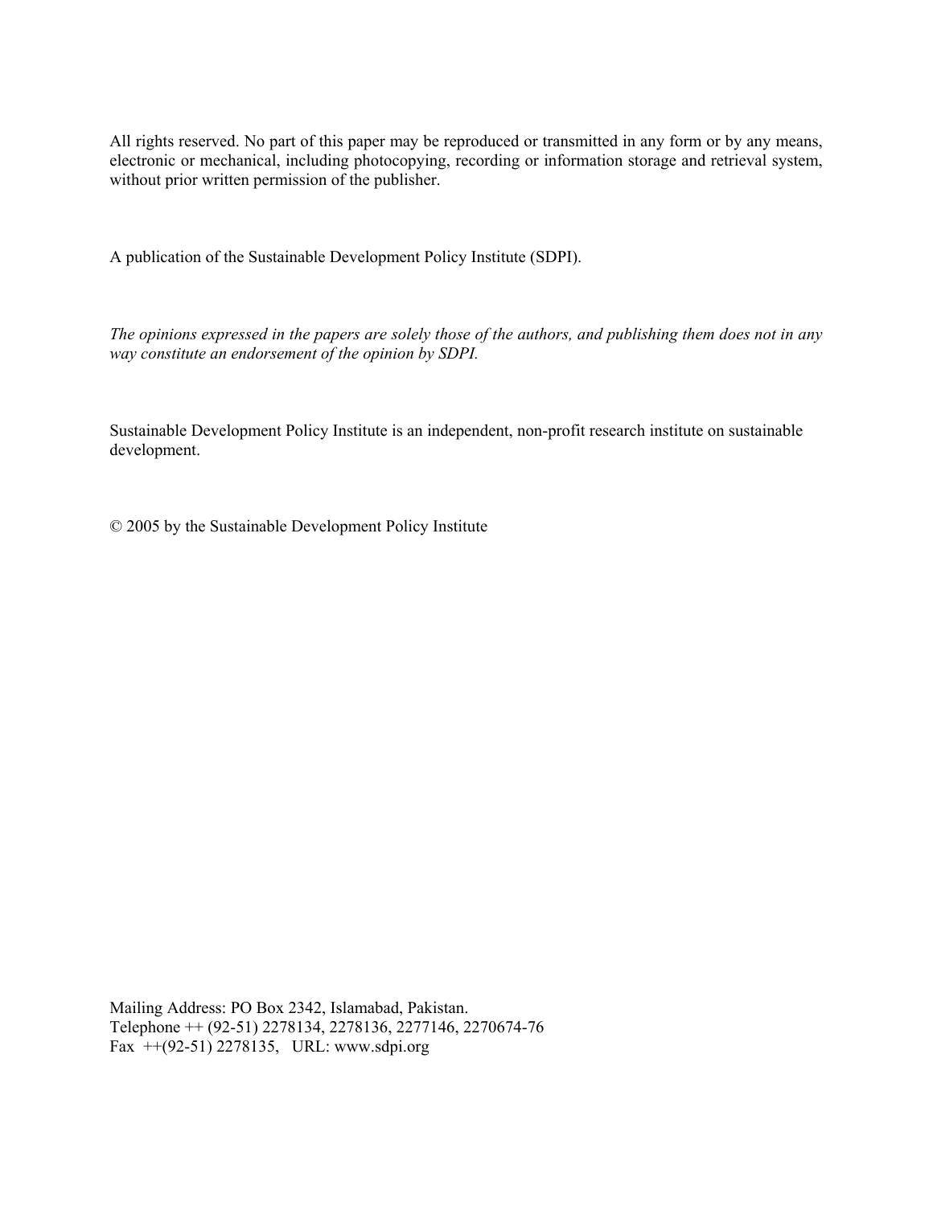All rights reserved. No part of this paper may be reproduced or transmitted in any form or by any means, electronic or mechanical, including photocopying, recording or information storage and retrieval system, without prior written permission of the publisher.

A publication of the Sustainable Development Policy Institute (SDPI).

*The opinions expressed in the papers are solely those of the authors, and publishing them does not in any way constitute an endorsement of the opinion by SDPI.*

Sustainable Development Policy Institute is an independent, non-profit research institute on sustainable development.

© 2005 by the Sustainable Development Policy Institute

Mailing Address: PO Box 2342, Islamabad, Pakistan.
Telephone ++ (92-51) 2278134, 2278136, 2277146, 2270674-76
Fax ++(92-51) 2278135, URL: www.sdpi.org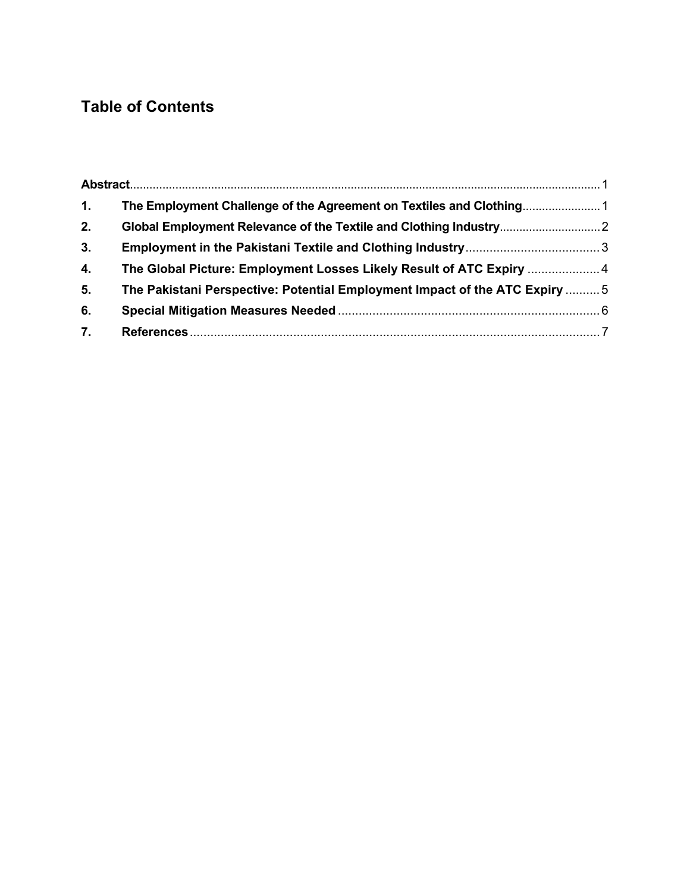## Table of Contents

| | | |
|---|---|---|
| **Abstract** | | 1 |
| **1.** | **The Employment Challenge of the Agreement on Textiles and Clothing** | 1 |
| **2.** | **Global Employment Relevance of the Textile and Clothing Industry** | 2 |
| **3.** | **Employment in the Pakistani Textile and Clothing Industry** | 3 |
| **4.** | **The Global Picture: Employment Losses Likely Result of ATC Expiry** | 4 |
| **5.** | **The Pakistani Perspective: Potential Employment Impact of the ATC Expiry** | 5 |
| **6.** | **Special Mitigation Measures Needed** | 6 |
| **7.** | **References** | 7 |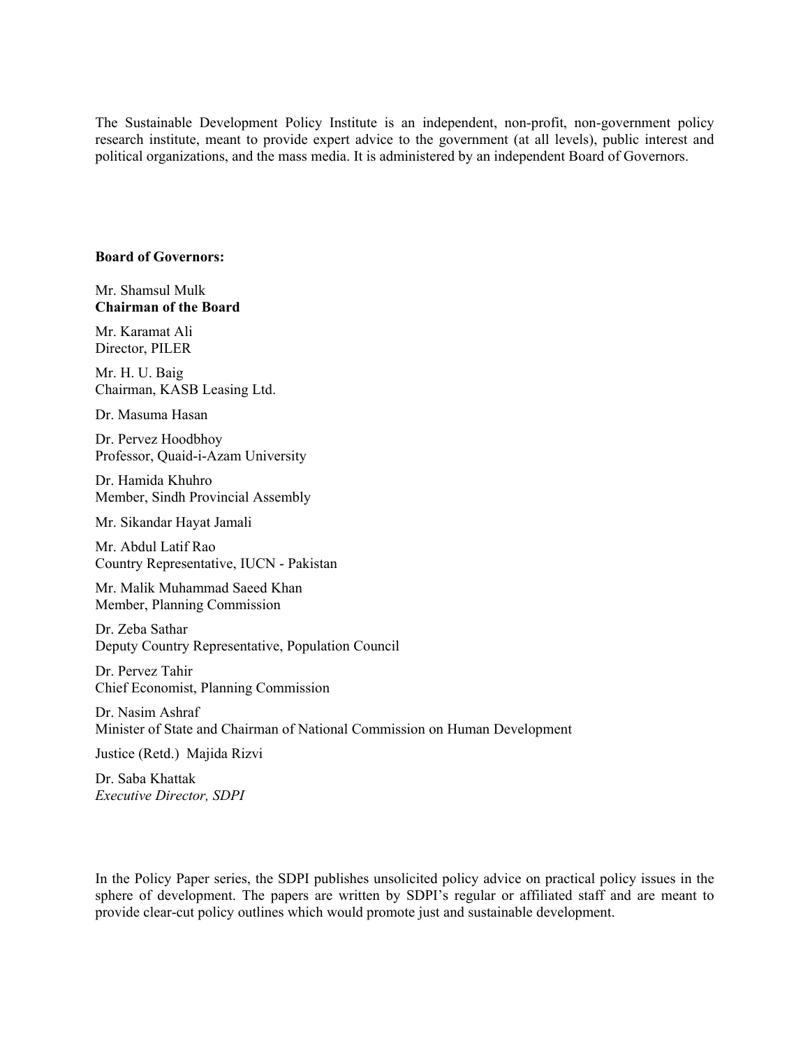The Sustainable Development Policy Institute is an independent, non-profit, non-government policy research institute, meant to provide expert advice to the government (at all levels), public interest and political organizations, and the mass media. It is administered by an independent Board of Governors.

**Board of Governors:**

Mr. Shamsul Mulk  
**Chairman of the Board**

Mr. Karamat Ali  
Director, PILER

Mr. H. U. Baig  
Chairman, KASB Leasing Ltd.

Dr. Masuma Hasan

Dr. Pervez Hoodbhoy  
Professor, Quaid-i-Azam University

Dr. Hamida Khuhro  
Member, Sindh Provincial Assembly

Mr. Sikandar Hayat Jamali

Mr. Abdul Latif Rao  
Country Representative, IUCN - Pakistan

Mr. Malik Muhammad Saeed Khan  
Member, Planning Commission

Dr. Zeba Sathar  
Deputy Country Representative, Population Council

Dr. Pervez Tahir  
Chief Economist, Planning Commission

Dr. Nasim Ashraf  
Minister of State and Chairman of National Commission on Human Development

Justice (Retd.) Majida Rizvi

Dr. Saba Khattak  
*Executive Director, SDPI*

In the Policy Paper series, the SDPI publishes unsolicited policy advice on practical policy issues in the sphere of development. The papers are written by SDPI's regular or affiliated staff and are meant to provide clear-cut policy outlines which would promote just and sustainable development.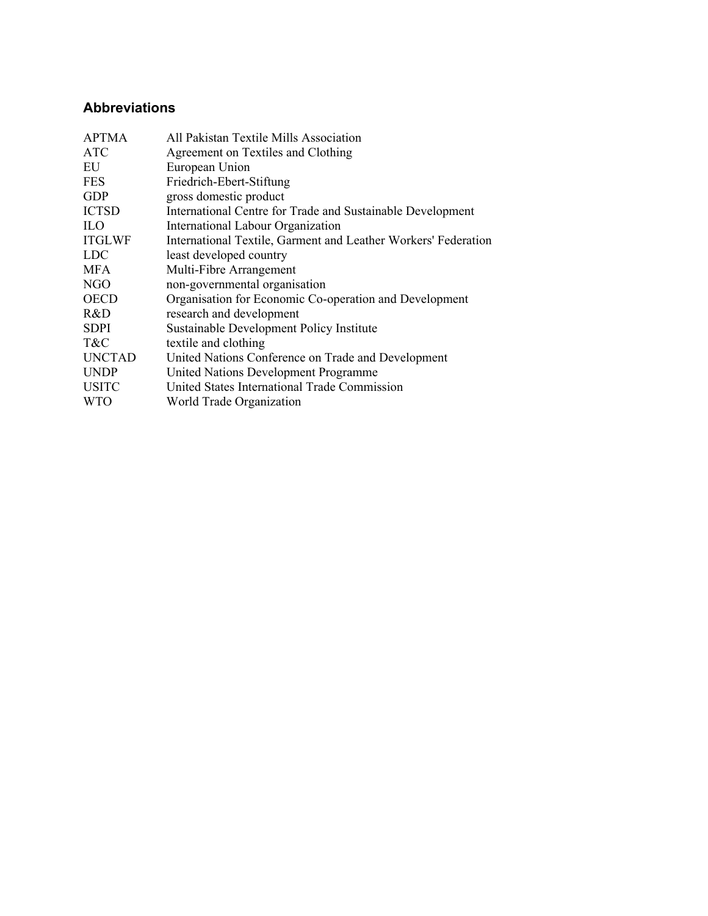## Abbreviations

| | |
|---|---|
| APTMA | All Pakistan Textile Mills Association |
| ATC | Agreement on Textiles and Clothing |
| EU | European Union |
| FES | Friedrich-Ebert-Stiftung |
| GDP | gross domestic product |
| ICTSD | International Centre for Trade and Sustainable Development |
| ILO | International Labour Organization |
| ITGLWF | International Textile, Garment and Leather Workers' Federation |
| LDC | least developed country |
| MFA | Multi-Fibre Arrangement |
| NGO | non-governmental organisation |
| OECD | Organisation for Economic Co-operation and Development |
| R&D | research and development |
| SDPI | Sustainable Development Policy Institute |
| T&C | textile and clothing |
| UNCTAD | United Nations Conference on Trade and Development |
| UNDP | United Nations Development Programme |
| USITC | United States International Trade Commission |
| WTO | World Trade Organization |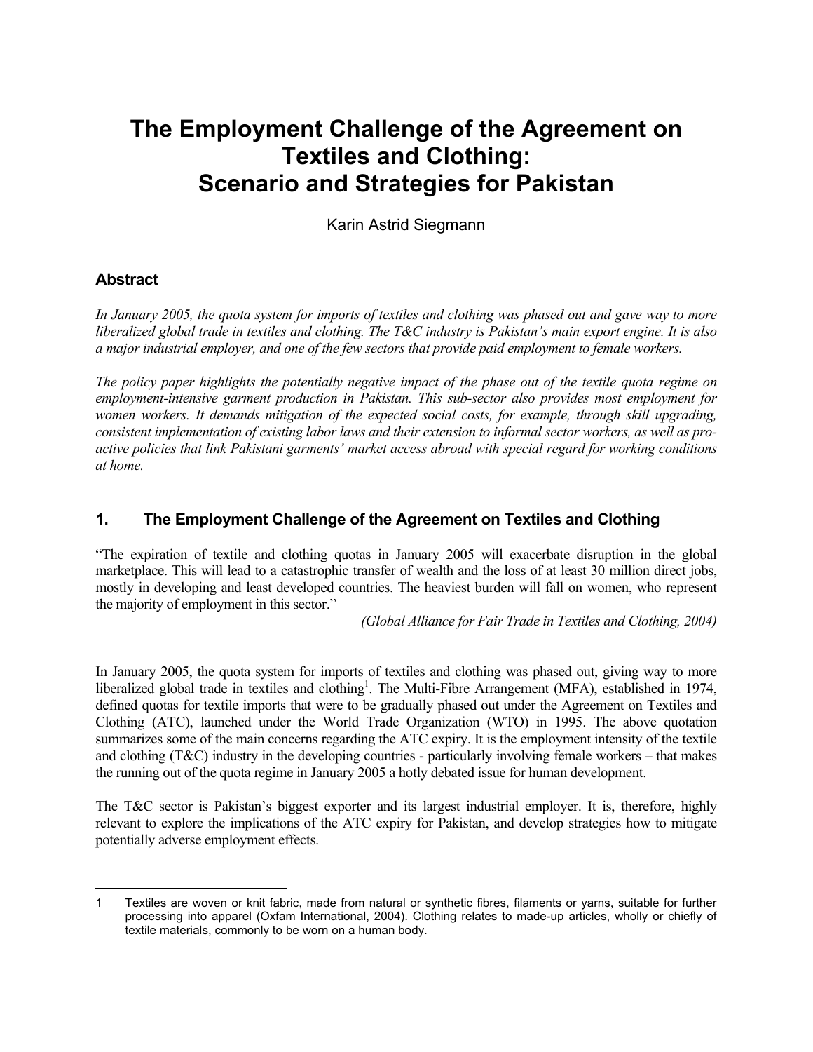# The Employment Challenge of the Agreement on Textiles and Clothing: Scenario and Strategies for Pakistan

Karin Astrid Siegmann

## Abstract

*In January 2005, the quota system for imports of textiles and clothing was phased out and gave way to more liberalized global trade in textiles and clothing. The T&C industry is Pakistan's main export engine. It is also a major industrial employer, and one of the few sectors that provide paid employment to female workers.*

*The policy paper highlights the potentially negative impact of the phase out of the textile quota regime on employment-intensive garment production in Pakistan. This sub-sector also provides most employment for women workers. It demands mitigation of the expected social costs, for example, through skill upgrading, consistent implementation of existing labor laws and their extension to informal sector workers, as well as pro-active policies that link Pakistani garments' market access abroad with special regard for working conditions at home.*

## 1. The Employment Challenge of the Agreement on Textiles and Clothing

"The expiration of textile and clothing quotas in January 2005 will exacerbate disruption in the global marketplace. This will lead to a catastrophic transfer of wealth and the loss of at least 30 million direct jobs, mostly in developing and least developed countries. The heaviest burden will fall on women, who represent the majority of employment in this sector."

*(Global Alliance for Fair Trade in Textiles and Clothing, 2004)*

In January 2005, the quota system for imports of textiles and clothing was phased out, giving way to more liberalized global trade in textiles and clothing[1]. The Multi-Fibre Arrangement (MFA), established in 1974, defined quotas for textile imports that were to be gradually phased out under the Agreement on Textiles and Clothing (ATC), launched under the World Trade Organization (WTO) in 1995. The above quotation summarizes some of the main concerns regarding the ATC expiry. It is the employment intensity of the textile and clothing (T&C) industry in the developing countries - particularly involving female workers – that makes the running out of the quota regime in January 2005 a hotly debated issue for human development.

The T&C sector is Pakistan's biggest exporter and its largest industrial employer. It is, therefore, highly relevant to explore the implications of the ATC expiry for Pakistan, and develop strategies how to mitigate potentially adverse employment effects.

---

1 Textiles are woven or knit fabric, made from natural or synthetic fibres, filaments or yarns, suitable for further processing into apparel (Oxfam International, 2004). Clothing relates to made-up articles, wholly or chiefly of textile materials, commonly to be worn on a human body.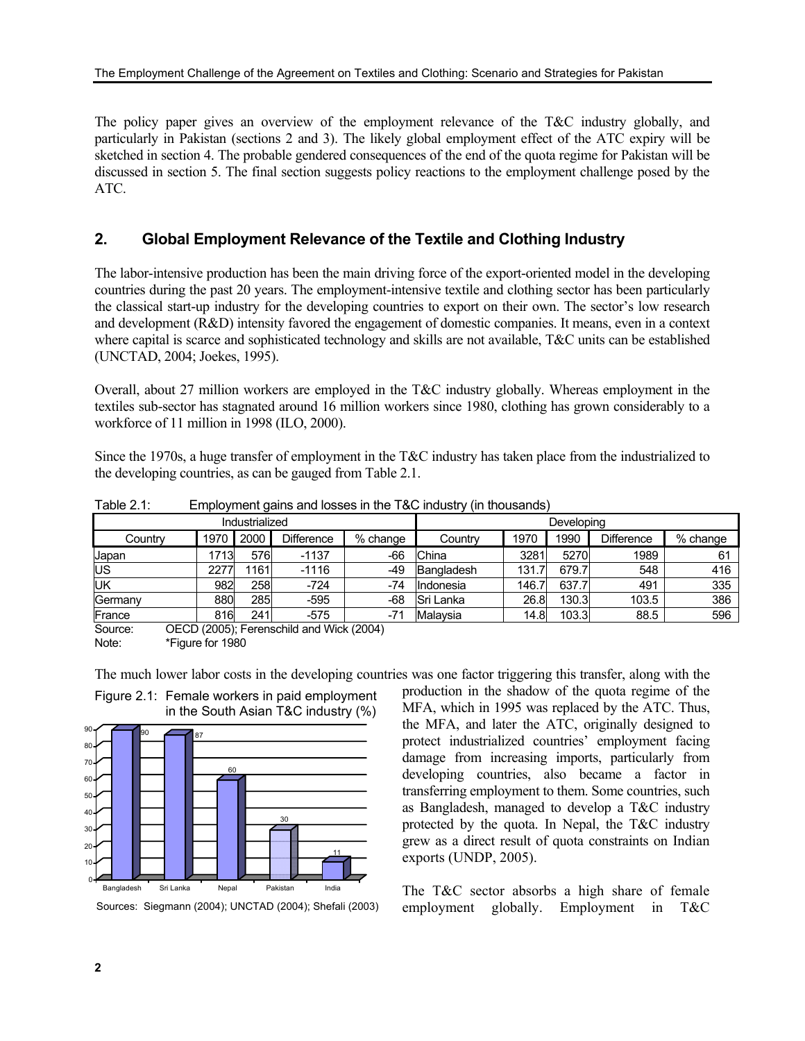The policy paper gives an overview of the employment relevance of the T&C industry globally, and particularly in Pakistan (sections 2 and 3). The likely global employment effect of the ATC expiry will be sketched in section 4. The probable gendered consequences of the end of the quota regime for Pakistan will be discussed in section 5. The final section suggests policy reactions to the employment challenge posed by the ATC.

## 2. Global Employment Relevance of the Textile and Clothing Industry

The labor-intensive production has been the main driving force of the export-oriented model in the developing countries during the past 20 years. The employment-intensive textile and clothing sector has been particularly the classical start-up industry for the developing countries to export on their own. The sector's low research and development (R&D) intensity favored the engagement of domestic companies. It means, even in a context where capital is scarce and sophisticated technology and skills are not available, T&C units can be established (UNCTAD, 2004; Joekes, 1995).

Overall, about 27 million workers are employed in the T&C industry globally. Whereas employment in the textiles sub-sector has stagnated around 16 million workers since 1980, clothing has grown considerably to a workforce of 11 million in 1998 (ILO, 2000).

Since the 1970s, a huge transfer of employment in the T&C industry has taken place from the industrialized to the developing countries, as can be gauged from Table 2.1.

Table 2.1: Employment gains and losses in the T&C industry (in thousands)

| Industrialized | | | | | Developing | | | | |
|---|---|---|---|---|---|---|---|---|---|
| Country | 1970 | 2000 | Difference | % change | Country | 1970 | 1990 | Difference | % change |
| Japan | 1713 | 576 | -1137 | -66 | China | 3281 | 5270 | 1989 | 61 |
| US | 2277 | 1161 | -1116 | -49 | Bangladesh | 131.7 | 679.7 | 548 | 416 |
| UK | 982 | 258 | -724 | -74 | Indonesia | 146.7 | 637.7 | 491 | 335 |
| Germany | 880 | 285 | -595 | -68 | Sri Lanka | 26.8 | 130.3 | 103.5 | 386 |
| France | 816 | 241 | -575 | -71 | Malaysia | 14.8 | 103.3 | 88.5 | 596 |

Source: OECD (2005); Ferenschild and Wick (2004)
Note: *Figure for 1980

The much lower labor costs in the developing countries was one factor triggering this transfer, along with the production in the shadow of the quota regime of the MFA, which in 1995 was replaced by the ATC. Thus, the MFA, and later the ATC, originally designed to protect industrialized countries' employment facing damage from increasing imports, particularly from developing countries, also became a factor in transferring employment to them. Some countries, such as Bangladesh, managed to develop a T&C industry protected by the quota. In Nepal, the T&C industry grew as a direct result of quota constraints on Indian exports (UNDP, 2005).

Figure 2.1: Female workers in paid employment in the South Asian T&C industry (%)

| Country | % |
|---|---|
| Bangladesh | 90 |
| Sri Lanka | 87 |
| Nepal | 60 |
| Pakistan | 30 |
| India | 11 |

Sources: Siegmann (2004); UNCTAD (2004); Shefali (2003)

The T&C sector absorbs a high share of female employment globally. Employment in T&C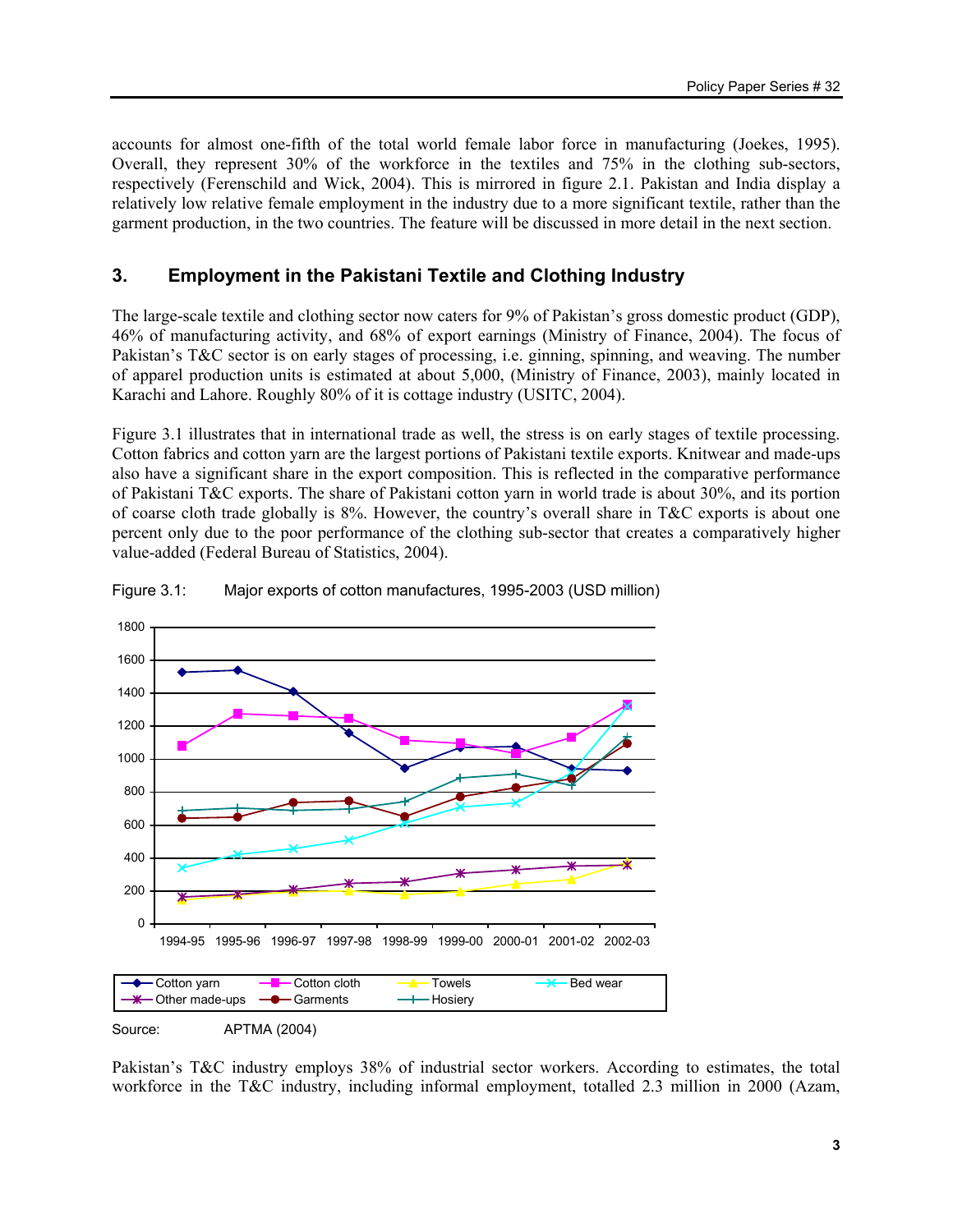accounts for almost one-fifth of the total world female labor force in manufacturing (Joekes, 1995). Overall, they represent 30% of the workforce in the textiles and 75% in the clothing sub-sectors, respectively (Ferenschild and Wick, 2004). This is mirrored in figure 2.1. Pakistan and India display a relatively low relative female employment in the industry due to a more significant textile, rather than the garment production, in the two countries. The feature will be discussed in more detail in the next section.

## 3. Employment in the Pakistani Textile and Clothing Industry

The large-scale textile and clothing sector now caters for 9% of Pakistan's gross domestic product (GDP), 46% of manufacturing activity, and 68% of export earnings (Ministry of Finance, 2004). The focus of Pakistan's T&C sector is on early stages of processing, i.e. ginning, spinning, and weaving. The number of apparel production units is estimated at about 5,000, (Ministry of Finance, 2003), mainly located in Karachi and Lahore. Roughly 80% of it is cottage industry (USITC, 2004).

Figure 3.1 illustrates that in international trade as well, the stress is on early stages of textile processing. Cotton fabrics and cotton yarn are the largest portions of Pakistani textile exports. Knitwear and made-ups also have a significant share in the export composition. This is reflected in the comparative performance of Pakistani T&C exports. The share of Pakistani cotton yarn in world trade is about 30%, and its portion of coarse cloth trade globally is 8%. However, the country's overall share in T&C exports is about one percent only due to the poor performance of the clothing sub-sector that creates a comparatively higher value-added (Federal Bureau of Statistics, 2004).

Figure 3.1: Major exports of cotton manufactures, 1995-2003 (USD million)

Source: APTMA (2004)

Pakistan's T&C industry employs 38% of industrial sector workers. According to estimates, the total workforce in the T&C industry, including informal employment, totalled 2.3 million in 2000 (Azam,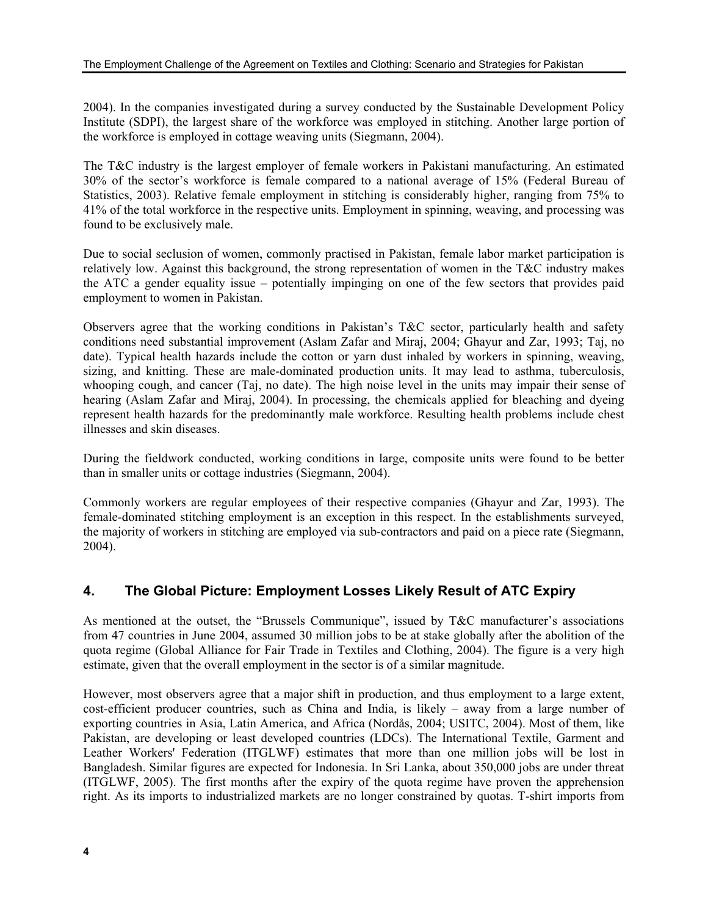2004). In the companies investigated during a survey conducted by the Sustainable Development Policy Institute (SDPI), the largest share of the workforce was employed in stitching. Another large portion of the workforce is employed in cottage weaving units (Siegmann, 2004).

The T&C industry is the largest employer of female workers in Pakistani manufacturing. An estimated 30% of the sector's workforce is female compared to a national average of 15% (Federal Bureau of Statistics, 2003). Relative female employment in stitching is considerably higher, ranging from 75% to 41% of the total workforce in the respective units. Employment in spinning, weaving, and processing was found to be exclusively male.

Due to social seclusion of women, commonly practised in Pakistan, female labor market participation is relatively low. Against this background, the strong representation of women in the T&C industry makes the ATC a gender equality issue – potentially impinging on one of the few sectors that provides paid employment to women in Pakistan.

Observers agree that the working conditions in Pakistan's T&C sector, particularly health and safety conditions need substantial improvement (Aslam Zafar and Miraj, 2004; Ghayur and Zar, 1993; Taj, no date). Typical health hazards include the cotton or yarn dust inhaled by workers in spinning, weaving, sizing, and knitting. These are male-dominated production units. It may lead to asthma, tuberculosis, whooping cough, and cancer (Taj, no date). The high noise level in the units may impair their sense of hearing (Aslam Zafar and Miraj, 2004). In processing, the chemicals applied for bleaching and dyeing represent health hazards for the predominantly male workforce. Resulting health problems include chest illnesses and skin diseases.

During the fieldwork conducted, working conditions in large, composite units were found to be better than in smaller units or cottage industries (Siegmann, 2004).

Commonly workers are regular employees of their respective companies (Ghayur and Zar, 1993). The female-dominated stitching employment is an exception in this respect. In the establishments surveyed, the majority of workers in stitching are employed via sub-contractors and paid on a piece rate (Siegmann, 2004).

## 4. The Global Picture: Employment Losses Likely Result of ATC Expiry

As mentioned at the outset, the "Brussels Communique", issued by T&C manufacturer's associations from 47 countries in June 2004, assumed 30 million jobs to be at stake globally after the abolition of the quota regime (Global Alliance for Fair Trade in Textiles and Clothing, 2004). The figure is a very high estimate, given that the overall employment in the sector is of a similar magnitude.

However, most observers agree that a major shift in production, and thus employment to a large extent, cost-efficient producer countries, such as China and India, is likely – away from a large number of exporting countries in Asia, Latin America, and Africa (Nordås, 2004; USITC, 2004). Most of them, like Pakistan, are developing or least developed countries (LDCs). The International Textile, Garment and Leather Workers' Federation (ITGLWF) estimates that more than one million jobs will be lost in Bangladesh. Similar figures are expected for Indonesia. In Sri Lanka, about 350,000 jobs are under threat (ITGLWF, 2005). The first months after the expiry of the quota regime have proven the apprehension right. As its imports to industrialized markets are no longer constrained by quotas. T-shirt imports from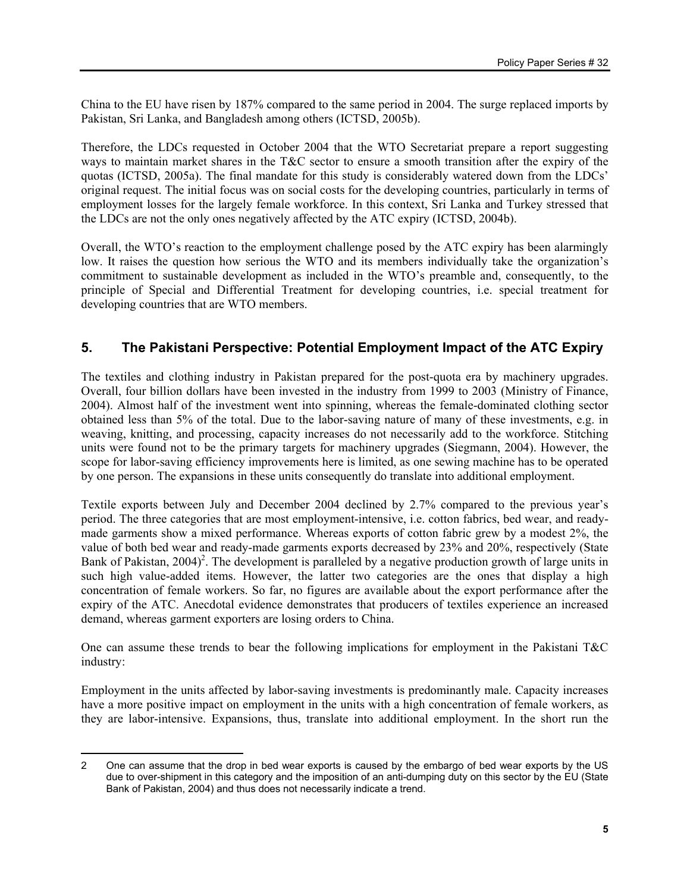China to the EU have risen by 187% compared to the same period in 2004. The surge replaced imports by Pakistan, Sri Lanka, and Bangladesh among others (ICTSD, 2005b).

Therefore, the LDCs requested in October 2004 that the WTO Secretariat prepare a report suggesting ways to maintain market shares in the T&C sector to ensure a smooth transition after the expiry of the quotas (ICTSD, 2005a). The final mandate for this study is considerably watered down from the LDCs' original request. The initial focus was on social costs for the developing countries, particularly in terms of employment losses for the largely female workforce. In this context, Sri Lanka and Turkey stressed that the LDCs are not the only ones negatively affected by the ATC expiry (ICTSD, 2004b).

Overall, the WTO's reaction to the employment challenge posed by the ATC expiry has been alarmingly low. It raises the question how serious the WTO and its members individually take the organization's commitment to sustainable development as included in the WTO's preamble and, consequently, to the principle of Special and Differential Treatment for developing countries, i.e. special treatment for developing countries that are WTO members.

## 5. The Pakistani Perspective: Potential Employment Impact of the ATC Expiry

The textiles and clothing industry in Pakistan prepared for the post-quota era by machinery upgrades. Overall, four billion dollars have been invested in the industry from 1999 to 2003 (Ministry of Finance, 2004). Almost half of the investment went into spinning, whereas the female-dominated clothing sector obtained less than 5% of the total. Due to the labor-saving nature of many of these investments, e.g. in weaving, knitting, and processing, capacity increases do not necessarily add to the workforce. Stitching units were found not to be the primary targets for machinery upgrades (Siegmann, 2004). However, the scope for labor-saving efficiency improvements here is limited, as one sewing machine has to be operated by one person. The expansions in these units consequently do translate into additional employment.

Textile exports between July and December 2004 declined by 2.7% compared to the previous year's period. The three categories that are most employment-intensive, i.e. cotton fabrics, bed wear, and ready-made garments show a mixed performance. Whereas exports of cotton fabric grew by a modest 2%, the value of both bed wear and ready-made garments exports decreased by 23% and 20%, respectively (State Bank of Pakistan, 2004)[2]. The development is paralleled by a negative production growth of large units in such high value-added items. However, the latter two categories are the ones that display a high concentration of female workers. So far, no figures are available about the export performance after the expiry of the ATC. Anecdotal evidence demonstrates that producers of textiles experience an increased demand, whereas garment exporters are losing orders to China.

One can assume these trends to bear the following implications for employment in the Pakistani T&C industry:

Employment in the units affected by labor-saving investments is predominantly male. Capacity increases have a more positive impact on employment in the units with a high concentration of female workers, as they are labor-intensive. Expansions, thus, translate into additional employment. In the short run the

---

2 One can assume that the drop in bed wear exports is caused by the embargo of bed wear exports by the US due to over-shipment in this category and the imposition of an anti-dumping duty on this sector by the EU (State Bank of Pakistan, 2004) and thus does not necessarily indicate a trend.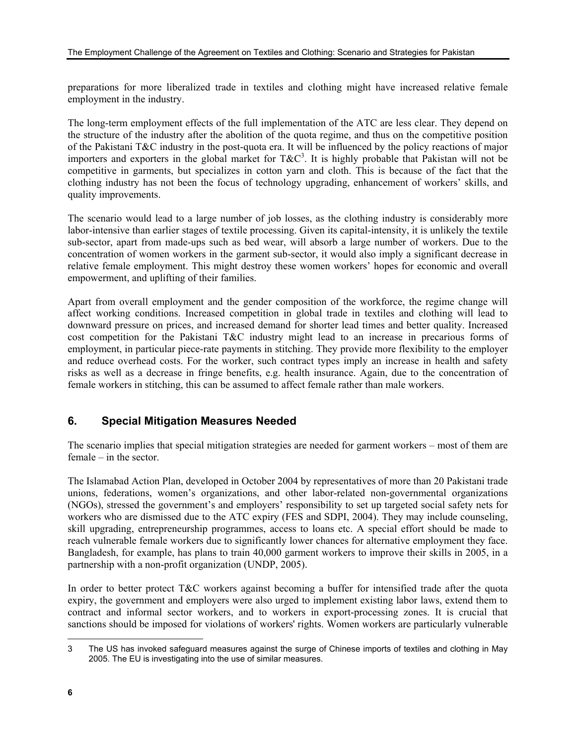preparations for more liberalized trade in textiles and clothing might have increased relative female employment in the industry.

The long-term employment effects of the full implementation of the ATC are less clear. They depend on the structure of the industry after the abolition of the quota regime, and thus on the competitive position of the Pakistani T&C industry in the post-quota era. It will be influenced by the policy reactions of major importers and exporters in the global market for T&C[3]. It is highly probable that Pakistan will not be competitive in garments, but specializes in cotton yarn and cloth. This is because of the fact that the clothing industry has not been the focus of technology upgrading, enhancement of workers' skills, and quality improvements.

The scenario would lead to a large number of job losses, as the clothing industry is considerably more labor-intensive than earlier stages of textile processing. Given its capital-intensity, it is unlikely the textile sub-sector, apart from made-ups such as bed wear, will absorb a large number of workers. Due to the concentration of women workers in the garment sub-sector, it would also imply a significant decrease in relative female employment. This might destroy these women workers' hopes for economic and overall empowerment, and uplifting of their families.

Apart from overall employment and the gender composition of the workforce, the regime change will affect working conditions. Increased competition in global trade in textiles and clothing will lead to downward pressure on prices, and increased demand for shorter lead times and better quality. Increased cost competition for the Pakistani T&C industry might lead to an increase in precarious forms of employment, in particular piece-rate payments in stitching. They provide more flexibility to the employer and reduce overhead costs. For the worker, such contract types imply an increase in health and safety risks as well as a decrease in fringe benefits, e.g. health insurance. Again, due to the concentration of female workers in stitching, this can be assumed to affect female rather than male workers.

## 6. Special Mitigation Measures Needed

The scenario implies that special mitigation strategies are needed for garment workers – most of them are female – in the sector.

The Islamabad Action Plan, developed in October 2004 by representatives of more than 20 Pakistani trade unions, federations, women's organizations, and other labor-related non-governmental organizations (NGOs), stressed the government's and employers' responsibility to set up targeted social safety nets for workers who are dismissed due to the ATC expiry (FES and SDPI, 2004). They may include counseling, skill upgrading, entrepreneurship programmes, access to loans etc. A special effort should be made to reach vulnerable female workers due to significantly lower chances for alternative employment they face. Bangladesh, for example, has plans to train 40,000 garment workers to improve their skills in 2005, in a partnership with a non-profit organization (UNDP, 2005).

In order to better protect T&C workers against becoming a buffer for intensified trade after the quota expiry, the government and employers were also urged to implement existing labor laws, extend them to contract and informal sector workers, and to workers in export-processing zones. It is crucial that sanctions should be imposed for violations of workers' rights. Women workers are particularly vulnerable

---

[3] The US has invoked safeguard measures against the surge of Chinese imports of textiles and clothing in May 2005. The EU is investigating into the use of similar measures.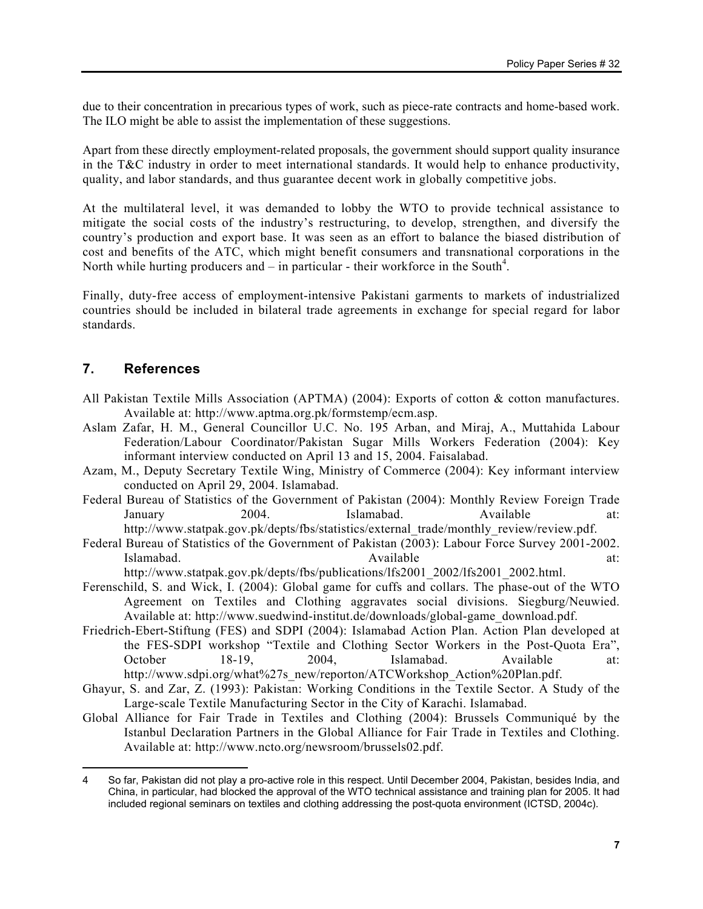due to their concentration in precarious types of work, such as piece-rate contracts and home-based work. The ILO might be able to assist the implementation of these suggestions.

Apart from these directly employment-related proposals, the government should support quality insurance in the T&C industry in order to meet international standards. It would help to enhance productivity, quality, and labor standards, and thus guarantee decent work in globally competitive jobs.

At the multilateral level, it was demanded to lobby the WTO to provide technical assistance to mitigate the social costs of the industry's restructuring, to develop, strengthen, and diversify the country's production and export base. It was seen as an effort to balance the biased distribution of cost and benefits of the ATC, which might benefit consumers and transnational corporations in the North while hurting producers and – in particular - their workforce in the South[4].

Finally, duty-free access of employment-intensive Pakistani garments to markets of industrialized countries should be included in bilateral trade agreements in exchange for special regard for labor standards.

## 7. References

All Pakistan Textile Mills Association (APTMA) (2004): Exports of cotton & cotton manufactures. Available at: http://www.aptma.org.pk/formstemp/ecm.asp.

Aslam Zafar, H. M., General Councillor U.C. No. 195 Arban, and Miraj, A., Muttahida Labour Federation/Labour Coordinator/Pakistan Sugar Mills Workers Federation (2004): Key informant interview conducted on April 13 and 15, 2004. Faisalabad.

Azam, M., Deputy Secretary Textile Wing, Ministry of Commerce (2004): Key informant interview conducted on April 29, 2004. Islamabad.

Federal Bureau of Statistics of the Government of Pakistan (2004): Monthly Review Foreign Trade January 2004. Islamabad. Available at: http://www.statpak.gov.pk/depts/fbs/statistics/external_trade/monthly_review/review.pdf.

Federal Bureau of Statistics of the Government of Pakistan (2003): Labour Force Survey 2001-2002. Islamabad. Available at: http://www.statpak.gov.pk/depts/fbs/publications/lfs2001_2002/lfs2001_2002.html.

Ferenschild, S. and Wick, I. (2004): Global game for cuffs and collars. The phase-out of the WTO Agreement on Textiles and Clothing aggravates social divisions. Siegburg/Neuwied. Available at: http://www.suedwind-institut.de/downloads/global-game_download.pdf.

Friedrich-Ebert-Stiftung (FES) and SDPI (2004): Islamabad Action Plan. Action Plan developed at the FES-SDPI workshop "Textile and Clothing Sector Workers in the Post-Quota Era", October 18-19, 2004, Islamabad. Available at: http://www.sdpi.org/what%27s_new/reporton/ATCWorkshop_Action%20Plan.pdf.

Ghayur, S. and Zar, Z. (1993): Pakistan: Working Conditions in the Textile Sector. A Study of the Large-scale Textile Manufacturing Sector in the City of Karachi. Islamabad.

Global Alliance for Fair Trade in Textiles and Clothing (2004): Brussels Communiqué by the Istanbul Declaration Partners in the Global Alliance for Fair Trade in Textiles and Clothing. Available at: http://www.ncto.org/newsroom/brussels02.pdf.

---

[4] So far, Pakistan did not play a pro-active role in this respect. Until December 2004, Pakistan, besides India, and China, in particular, had blocked the approval of the WTO technical assistance and training plan for 2005. It had included regional seminars on textiles and clothing addressing the post-quota environment (ICTSD, 2004c).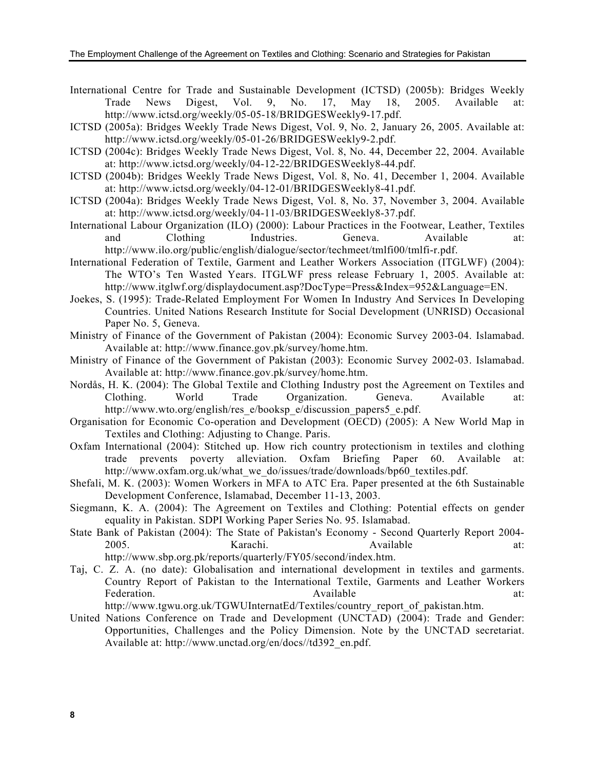International Centre for Trade and Sustainable Development (ICTSD) (2005b): Bridges Weekly Trade News Digest, Vol. 9, No. 17, May 18, 2005. Available at: http://www.ictsd.org/weekly/05-05-18/BRIDGESWeekly9-17.pdf.

ICTSD (2005a): Bridges Weekly Trade News Digest, Vol. 9, No. 2, January 26, 2005. Available at: http://www.ictsd.org/weekly/05-01-26/BRIDGESWeekly9-2.pdf.

ICTSD (2004c): Bridges Weekly Trade News Digest, Vol. 8, No. 44, December 22, 2004. Available at: http://www.ictsd.org/weekly/04-12-22/BRIDGESWeekly8-44.pdf.

ICTSD (2004b): Bridges Weekly Trade News Digest, Vol. 8, No. 41, December 1, 2004. Available at: http://www.ictsd.org/weekly/04-12-01/BRIDGESWeekly8-41.pdf.

ICTSD (2004a): Bridges Weekly Trade News Digest, Vol. 8, No. 37, November 3, 2004. Available at: http://www.ictsd.org/weekly/04-11-03/BRIDGESWeekly8-37.pdf.

International Labour Organization (ILO) (2000): Labour Practices in the Footwear, Leather, Textiles and Clothing Industries. Geneva. Available at: http://www.ilo.org/public/english/dialogue/sector/techmeet/tmlfi00/tmlfi-r.pdf.

International Federation of Textile, Garment and Leather Workers Association (ITGLWF) (2004): The WTO's Ten Wasted Years. ITGLWF press release February 1, 2005. Available at: http://www.itglwf.org/displaydocument.asp?DocType=Press&Index=952&Language=EN.

Joekes, S. (1995): Trade-Related Employment For Women In Industry And Services In Developing Countries. United Nations Research Institute for Social Development (UNRISD) Occasional Paper No. 5, Geneva.

Ministry of Finance of the Government of Pakistan (2004): Economic Survey 2003-04. Islamabad. Available at: http://www.finance.gov.pk/survey/home.htm.

Ministry of Finance of the Government of Pakistan (2003): Economic Survey 2002-03. Islamabad. Available at: http://www.finance.gov.pk/survey/home.htm.

Nordås, H. K. (2004): The Global Textile and Clothing Industry post the Agreement on Textiles and Clothing. World Trade Organization. Geneva. Available at: http://www.wto.org/english/res_e/booksp_e/discussion_papers5_e.pdf.

Organisation for Economic Co-operation and Development (OECD) (2005): A New World Map in Textiles and Clothing: Adjusting to Change. Paris.

Oxfam International (2004): Stitched up. How rich country protectionism in textiles and clothing trade prevents poverty alleviation. Oxfam Briefing Paper 60. Available at: http://www.oxfam.org.uk/what_we_do/issues/trade/downloads/bp60_textiles.pdf.

Shefali, M. K. (2003): Women Workers in MFA to ATC Era. Paper presented at the 6th Sustainable Development Conference, Islamabad, December 11-13, 2003.

Siegmann, K. A. (2004): The Agreement on Textiles and Clothing: Potential effects on gender equality in Pakistan. SDPI Working Paper Series No. 95. Islamabad.

State Bank of Pakistan (2004): The State of Pakistan's Economy - Second Quarterly Report 2004-2005. Karachi. Available at: http://www.sbp.org.pk/reports/quarterly/FY05/second/index.htm.

Taj, C. Z. A. (no date): Globalisation and international development in textiles and garments. Country Report of Pakistan to the International Textile, Garments and Leather Workers Federation. Available at: http://www.tgwu.org.uk/TGWUInternatEd/Textiles/country_report_of_pakistan.htm.

United Nations Conference on Trade and Development (UNCTAD) (2004): Trade and Gender: Opportunities, Challenges and the Policy Dimension. Note by the UNCTAD secretariat. Available at: http://www.unctad.org/en/docs//td392_en.pdf.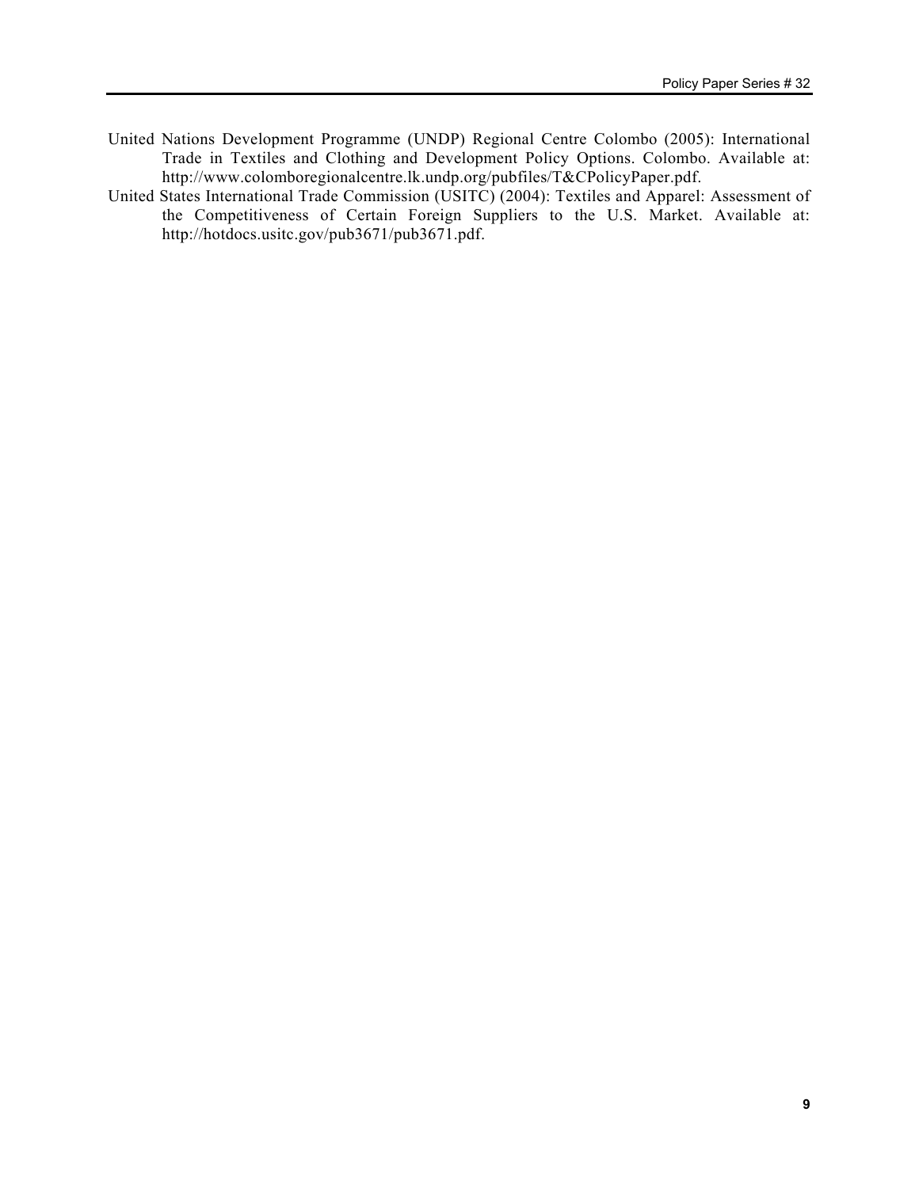United Nations Development Programme (UNDP) Regional Centre Colombo (2005): International Trade in Textiles and Clothing and Development Policy Options. Colombo. Available at: http://www.colomboregionalcentre.lk.undp.org/pubfiles/T&CPolicyPaper.pdf.

United States International Trade Commission (USITC) (2004): Textiles and Apparel: Assessment of the Competitiveness of Certain Foreign Suppliers to the U.S. Market. Available at: http://hotdocs.usitc.gov/pub3671/pub3671.pdf.